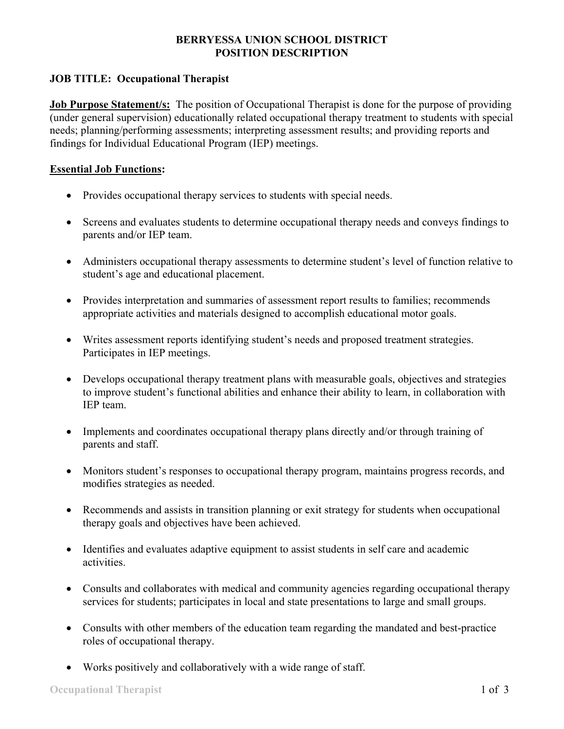# BERRYESSA UNION SCHOOL DISTRICT
# POSITION DESCRIPTION

**JOB TITLE: Occupational Therapist**

**Job Purpose Statement/s:** The position of Occupational Therapist is done for the purpose of providing (under general supervision) educationally related occupational therapy treatment to students with special needs; planning/performing assessments; interpreting assessment results; and providing reports and findings for Individual Educational Program (IEP) meetings.

**Essential Job Functions:**

- Provides occupational therapy services to students with special needs.
- Screens and evaluates students to determine occupational therapy needs and conveys findings to parents and/or IEP team.
- Administers occupational therapy assessments to determine student's level of function relative to student's age and educational placement.
- Provides interpretation and summaries of assessment report results to families; recommends appropriate activities and materials designed to accomplish educational motor goals.
- Writes assessment reports identifying student's needs and proposed treatment strategies. Participates in IEP meetings.
- Develops occupational therapy treatment plans with measurable goals, objectives and strategies to improve student's functional abilities and enhance their ability to learn, in collaboration with IEP team.
- Implements and coordinates occupational therapy plans directly and/or through training of parents and staff.
- Monitors student's responses to occupational therapy program, maintains progress records, and modifies strategies as needed.
- Recommends and assists in transition planning or exit strategy for students when occupational therapy goals and objectives have been achieved.
- Identifies and evaluates adaptive equipment to assist students in self care and academic activities.
- Consults and collaborates with medical and community agencies regarding occupational therapy services for students; participates in local and state presentations to large and small groups.
- Consults with other members of the education team regarding the mandated and best-practice roles of occupational therapy.
- Works positively and collaboratively with a wide range of staff.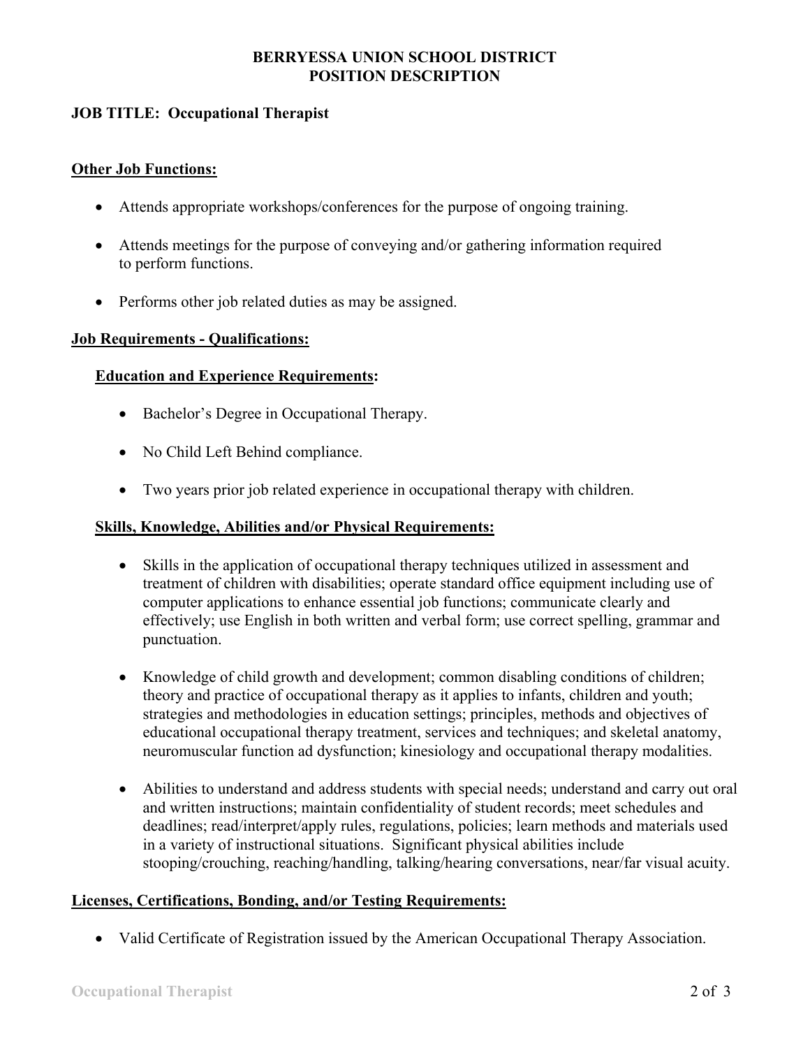**BERRYESSA UNION SCHOOL DISTRICT**
**POSITION DESCRIPTION**

**JOB TITLE: Occupational Therapist**

## Other Job Functions:

- Attends appropriate workshops/conferences for the purpose of ongoing training.
- Attends meetings for the purpose of conveying and/or gathering information required to perform functions.
- Performs other job related duties as may be assigned.

## Job Requirements - Qualifications:

### Education and Experience Requirements:

- Bachelor's Degree in Occupational Therapy.
- No Child Left Behind compliance.
- Two years prior job related experience in occupational therapy with children.

### Skills, Knowledge, Abilities and/or Physical Requirements:

- Skills in the application of occupational therapy techniques utilized in assessment and treatment of children with disabilities; operate standard office equipment including use of computer applications to enhance essential job functions; communicate clearly and effectively; use English in both written and verbal form; use correct spelling, grammar and punctuation.
- Knowledge of child growth and development; common disabling conditions of children; theory and practice of occupational therapy as it applies to infants, children and youth; strategies and methodologies in education settings; principles, methods and objectives of educational occupational therapy treatment, services and techniques; and skeletal anatomy, neuromuscular function ad dysfunction; kinesiology and occupational therapy modalities.
- Abilities to understand and address students with special needs; understand and carry out oral and written instructions; maintain confidentiality of student records; meet schedules and deadlines; read/interpret/apply rules, regulations, policies; learn methods and materials used in a variety of instructional situations. Significant physical abilities include stooping/crouching, reaching/handling, talking/hearing conversations, near/far visual acuity.

## Licenses, Certifications, Bonding, and/or Testing Requirements:

- Valid Certificate of Registration issued by the American Occupational Therapy Association.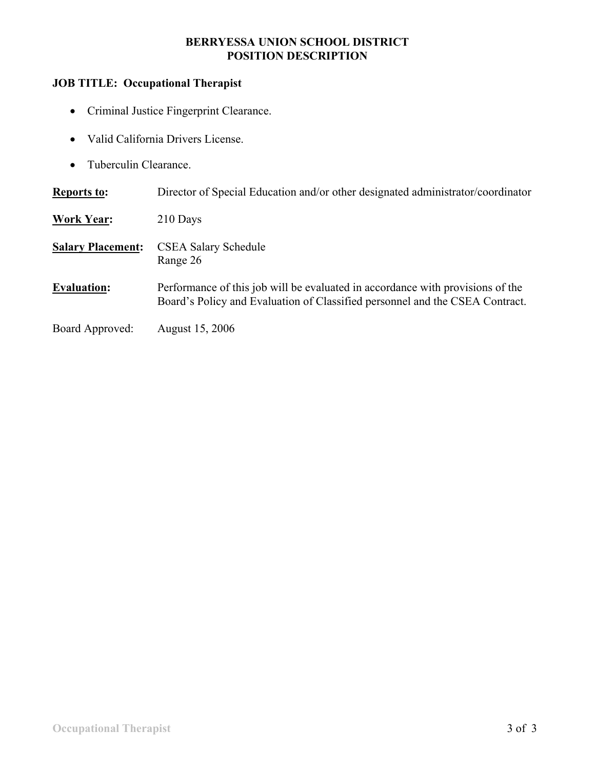**BERRYESSA UNION SCHOOL DISTRICT**
**POSITION DESCRIPTION**

**JOB TITLE: Occupational Therapist**

- Criminal Justice Fingerprint Clearance.
- Valid California Drivers License.
- Tuberculin Clearance.

**Reports to:** Director of Special Education and/or other designated administrator/coordinator

**Work Year:** 210 Days

**Salary Placement:** CSEA Salary Schedule
Range 26

**Evaluation:** Performance of this job will be evaluated in accordance with provisions of the Board's Policy and Evaluation of Classified personnel and the CSEA Contract.

Board Approved: August 15, 2006